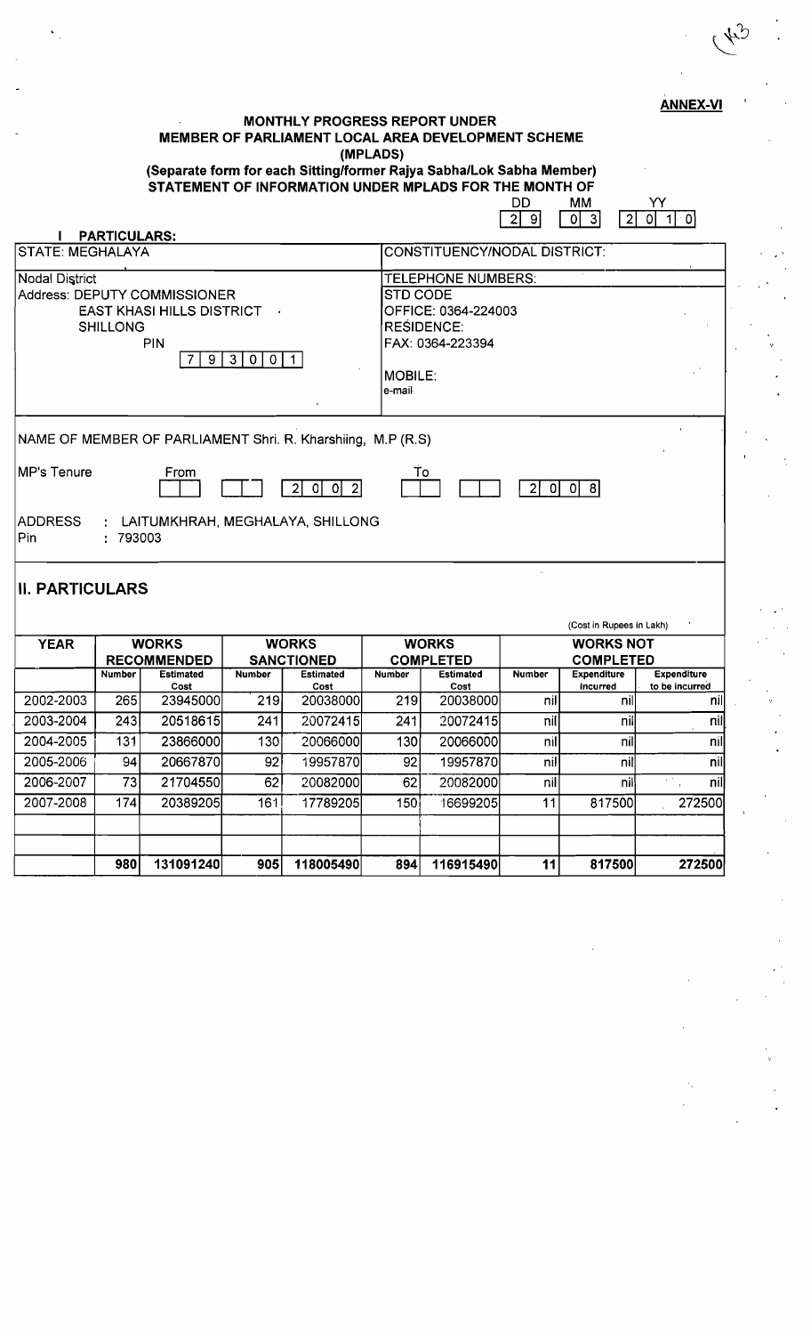**ANNEX-VI**

## MONTHLY PROGRESS REPORT UNDER MEMBER OF PARLIAMENT LOCAL AREA DEVELOPMENT SCHEME (MPLADS)

### (Separate form for each Sitting/former Rajya Sabha/Lok Sabha Member)

### STATEMENT OF INFORMATION UNDER MPLADS FOR THE MONTH OF

| DD | MM | YY |
|---|---|---|
| 29 | 03 | 2010 |

**I PARTICULARS:**

| STATE: MEGHALAYA | CONSTITUENCY/NODAL DISTRICT: |
|---|---|
| Nodal District<br>Address: DEPUTY COMMISSIONER<br>EAST KHASI HILLS DISTRICT<br>SHILLONG<br>PIN 793001 | TELEPHONE NUMBERS:<br>STD CODE<br>OFFICE: 0364-224003<br>RESIDENCE:<br>FAX: 0364-223394<br>MOBILE:<br>e-mail |

NAME OF MEMBER OF PARLIAMENT Shri. R. Kharshiing, M.P (R.S)

MP's Tenure From 2002 To 2008

ADDRESS : LAITUMKHRAH, MEGHALAYA, SHILLONG
Pin : 793003

## II. PARTICULARS

(Cost in Rupees in Lakh)

| YEAR | WORKS RECOMMENDED | | WORKS SANCTIONED | | WORKS COMPLETED | | WORKS NOT COMPLETED | | |
|---|---|---|---|---|---|---|---|---|---|
| | Number | Estimated Cost | Number | Estimated Cost | Number | Estimated Cost | Number | Expenditure incurred | Expenditure to be incurred |
| 2002-2003 | 265 | 23945000 | 219 | 20038000 | 219 | 20038000 | nil | nil | nil |
| 2003-2004 | 243 | 20518615 | 241 | 20072415 | 241 | 20072415 | nil | nil | nil |
| 2004-2005 | 131 | 23866000 | 130 | 20066000 | 130 | 20066000 | nil | nil | nil |
| 2005-2006 | 94 | 20667870 | 92 | 19957870 | 92 | 19957870 | nil | nil | nil |
| 2006-2007 | 73 | 21704550 | 62 | 20082000 | 62 | 20082000 | nil | nil | nil |
| 2007-2008 | 174 | 20389205 | 161 | 17789205 | 150 | 16699205 | 11 | 817500 | 272500 |
| | | | | | | | | | |
| | | | | | | | | | |
| | 980 | 131091240 | 905 | 118005490 | 894 | 116915490 | 11 | 817500 | 272500 |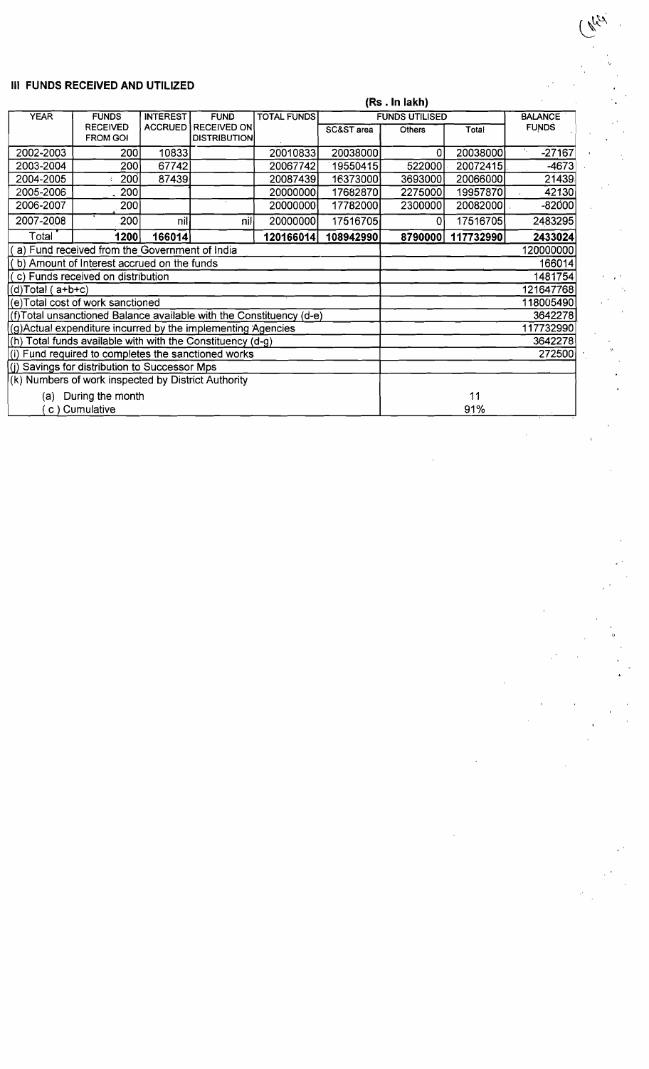## III FUNDS RECEIVED AND UTILIZED

(Rs . In lakh)

| YEAR | FUNDS RECEIVED FROM GOI | INTEREST ACCRUED | FUND RECEIVED ON DISTRIBUTION | TOTAL FUNDS | FUNDS UTILISED | | | BALANCE FUNDS |
|---|---|---|---|---|---|---|---|---|
| | | | | | SC&ST area | Others | Total | |
| 2002-2003 | 200 | 10833 | | 20010833 | 20038000 | 0 | 20038000 | -27167 |
| 2003-2004 | 200 | 67742 | | 20067742 | 19550415 | 522000 | 20072415 | -4673 |
| 2004-2005 | 200 | 87439 | | 20087439 | 16373000 | 3693000 | 20066000 | 21439 |
| 2005-2006 | 200 | | | 20000000 | 17682870 | 2275000 | 19957870 | 42130 |
| 2006-2007 | 200 | | | 20000000 | 17782000 | 2300000 | 20082000 | -82000 |
| 2007-2008 | 200 | nil | nil | 20000000 | 17516705 | 0 | 17516705 | 2483295 |
| Total | **1200** | **166014** | | **120166014** | **108942990** | **8790000** | **117732990** | **2433024** |

| | |
|---|---|
| (a) Fund received from the Government of India | 120000000 |
| ( b) Amount of Interest accrued on the funds | 166014 |
| ( c) Funds received on distribution | 1481754 |
| (d)Total ( a+b+c) | 121647768 |
| (e)Total cost of work sanctioned | 118005490 |
| (f)Total unsanctioned Balance available with the Constituency (d-e) | 3642278 |
| (g)Actual expenditure incurred by the implementing Agencies | 117732990 |
| (h) Total funds available with with the Constituency (d-g) | 3642278 |
| (i) Fund required to completes the sanctioned works | 272500 |
| (j) Savings for distribution to Successor Mps | |
| (k) Numbers of work inspected by District Authority | |
| (a) During the month | 11 |
| ( c ) Cumulative | 91% |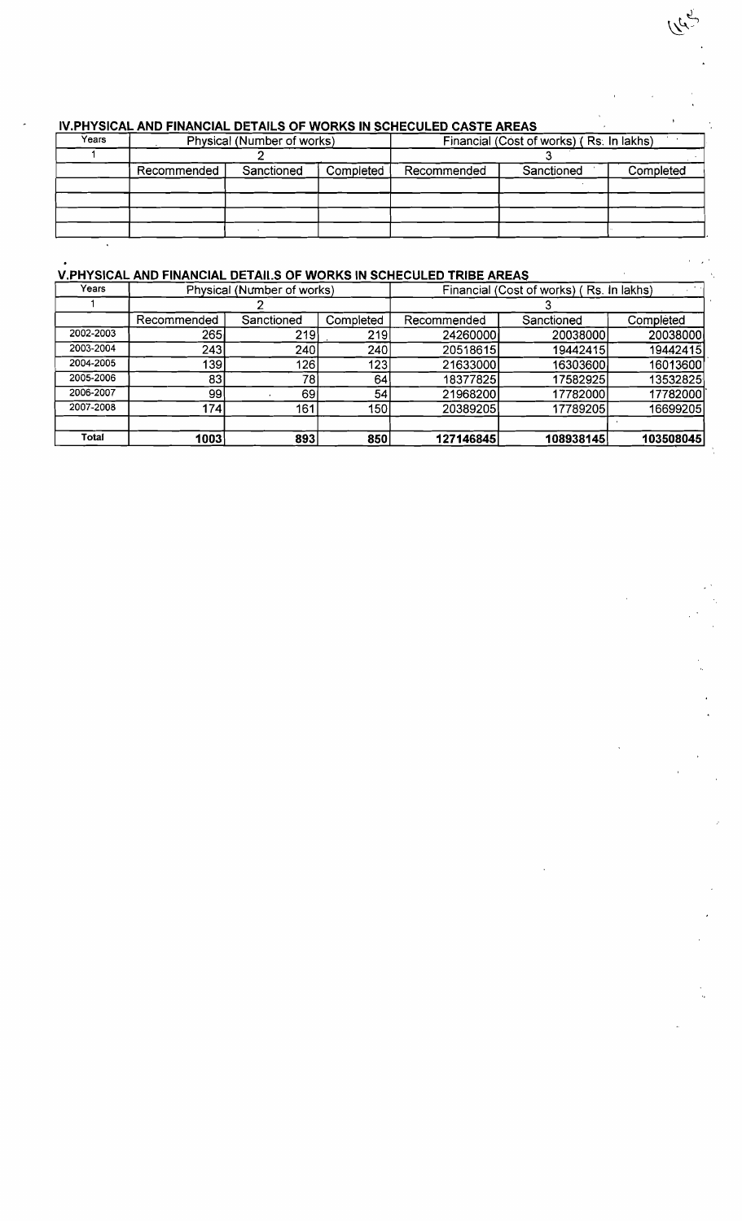## IV.PHYSICAL AND FINANCIAL DETAILS OF WORKS IN SCHECULED CASTE AREAS

| Years | Physical (Number of works) | | | Financial (Cost of works) ( Rs. In lakhs) | | |
|---|---|---|---|---|---|---|
| 1 | 2 | | | 3 | | |
| | Recommended | Sanctioned | Completed | Recommended | Sanctioned | Completed |
| | | | | | | |
| | | | | | | |
| | | | | | | |
| | | | | | | |

## V.PHYSICAL AND FINANCIAL DETAILS OF WORKS IN SCHECULED TRIBE AREAS

| Years | Physical (Number of works) | | | Financial (Cost of works) ( Rs. In lakhs) | | |
|---|---|---|---|---|---|---|
| 1 | 2 | | | 3 | | |
| | Recommended | Sanctioned | Completed | Recommended | Sanctioned | Completed |
| 2002-2003 | 265 | 219 | 219 | 24260000 | 20038000 | 20038000 |
| 2003-2004 | 243 | 240 | 240 | 20518615 | 19442415 | 19442415 |
| 2004-2005 | 139 | 126 | 123 | 21633000 | 16303600 | 16013600 |
| 2005-2006 | 83 | 78 | 64 | 18377825 | 17582925 | 13532825 |
| 2006-2007 | 99 | 69 | 54 | 21968200 | 17782000 | 17782000 |
| 2007-2008 | 174 | 161 | 150 | 20389205 | 17789205 | 16699205 |
| | | | | | | |
| **Total** | **1003** | **893** | **850** | **127146845** | **108938145** | **103508045** |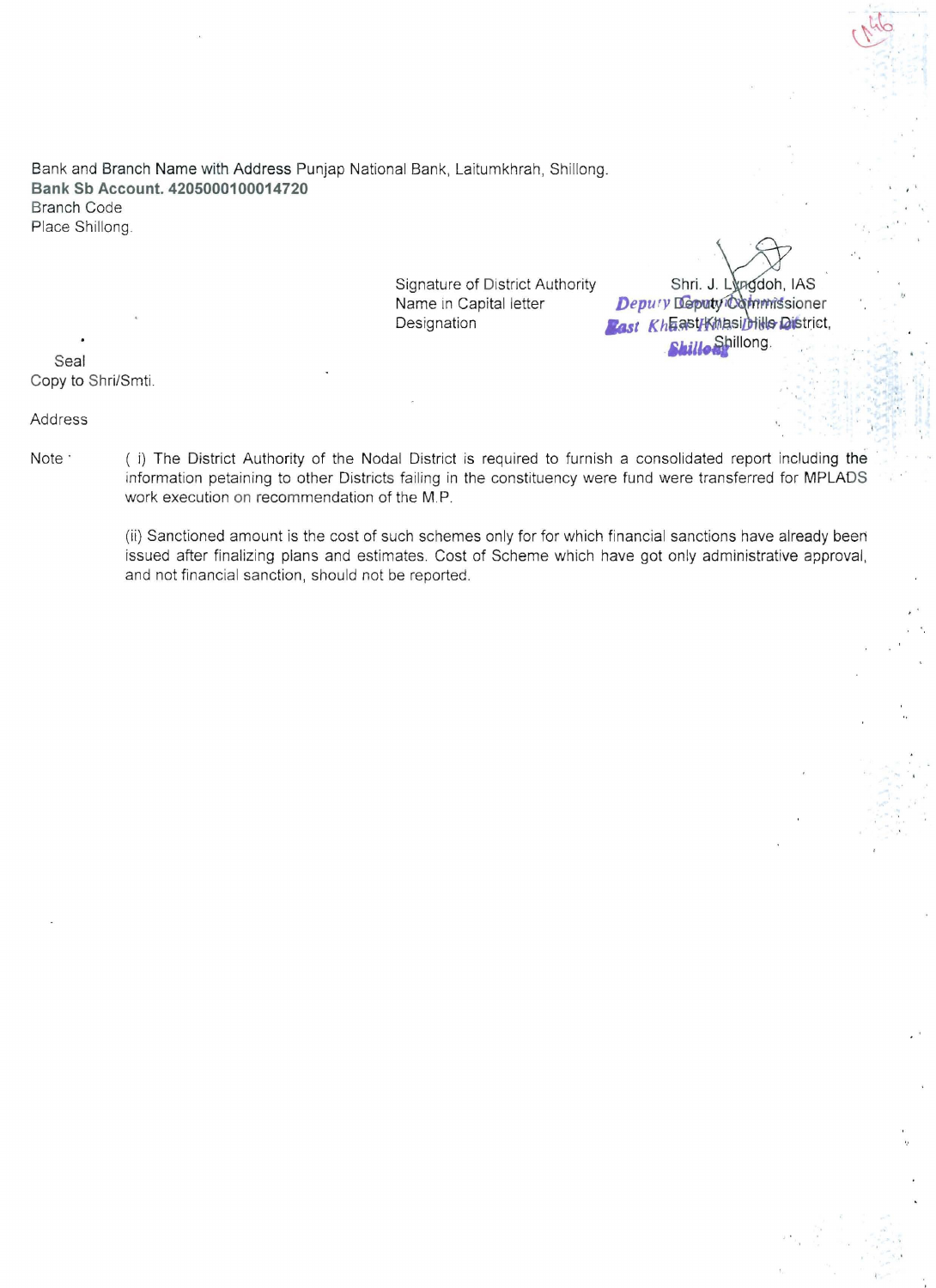Bank and Branch Name with Address Punjap National Bank, Laitumkhrah, Shillong.
**Bank Sb Account. 4205000100014720**
Branch Code
Place Shillong.

Signature of District Authority
Name in Capital letter — Shri. J. Lyngdoh, IAS
Designation — Deputy Commissioner East Khasi Hills District, Shillong.

*Deputy Commissioner*
*East Khasi Hills*
*Shillong*

Seal
Copy to Shri/Smti.

Address

Note · ( i) The District Authority of the Nodal District is required to furnish a consolidated report including the information petaining to other Districts failing in the constituency were fund were transferred for MPLADS work execution on recommendation of the M.P.

(ii) Sanctioned amount is the cost of such schemes only for for which financial sanctions have already been issued after finalizing plans and estimates. Cost of Scheme which have got only administrative approval, and not financial sanction, should not be reported.